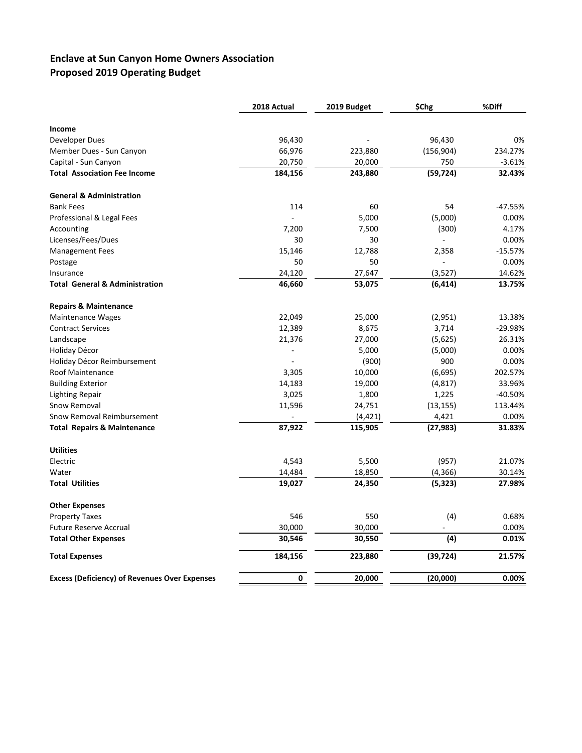# Enclave at Sun Canyon Home Owners Association
## Proposed 2019 Operating Budget

| | 2018 Actual | 2019 Budget | $Chg | %Diff |
|---|---|---|---|---|
| **Income** | | | | |
| Developer Dues | 96,430 | - | 96,430 | 0% |
| Member Dues - Sun Canyon | 66,976 | 223,880 | (156,904) | 234.27% |
| Capital - Sun Canyon | 20,750 | 20,000 | 750 | -3.61% |
| **Total Association Fee Income** | **184,156** | **243,880** | **(59,724)** | **32.43%** |
| **General & Administration** | | | | |
| Bank Fees | 114 | 60 | 54 | -47.55% |
| Professional & Legal Fees | - | 5,000 | (5,000) | 0.00% |
| Accounting | 7,200 | 7,500 | (300) | 4.17% |
| Licenses/Fees/Dues | 30 | 30 | - | 0.00% |
| Management Fees | 15,146 | 12,788 | 2,358 | -15.57% |
| Postage | 50 | 50 | - | 0.00% |
| Insurance | 24,120 | 27,647 | (3,527) | 14.62% |
| **Total General & Administration** | **46,660** | **53,075** | **(6,414)** | **13.75%** |
| **Repairs & Maintenance** | | | | |
| Maintenance Wages | 22,049 | 25,000 | (2,951) | 13.38% |
| Contract Services | 12,389 | 8,675 | 3,714 | -29.98% |
| Landscape | 21,376 | 27,000 | (5,625) | 26.31% |
| Holiday Décor | - | 5,000 | (5,000) | 0.00% |
| Holiday Décor Reimbursement | - | (900) | 900 | 0.00% |
| Roof Maintenance | 3,305 | 10,000 | (6,695) | 202.57% |
| Building Exterior | 14,183 | 19,000 | (4,817) | 33.96% |
| Lighting Repair | 3,025 | 1,800 | 1,225 | -40.50% |
| Snow Removal | 11,596 | 24,751 | (13,155) | 113.44% |
| Snow Removal Reimbursement | - | (4,421) | 4,421 | 0.00% |
| **Total Repairs & Maintenance** | **87,922** | **115,905** | **(27,983)** | **31.83%** |
| **Utilities** | | | | |
| Electric | 4,543 | 5,500 | (957) | 21.07% |
| Water | 14,484 | 18,850 | (4,366) | 30.14% |
| **Total Utilities** | **19,027** | **24,350** | **(5,323)** | **27.98%** |
| **Other Expenses** | | | | |
| Property Taxes | 546 | 550 | (4) | 0.68% |
| Future Reserve Accrual | 30,000 | 30,000 | - | 0.00% |
| **Total Other Expenses** | **30,546** | **30,550** | **(4)** | **0.01%** |
| **Total Expenses** | **184,156** | **223,880** | **(39,724)** | **21.57%** |
| **Excess (Deficiency) of Revenues Over Expenses** | **0** | **20,000** | **(20,000)** | **0.00%** |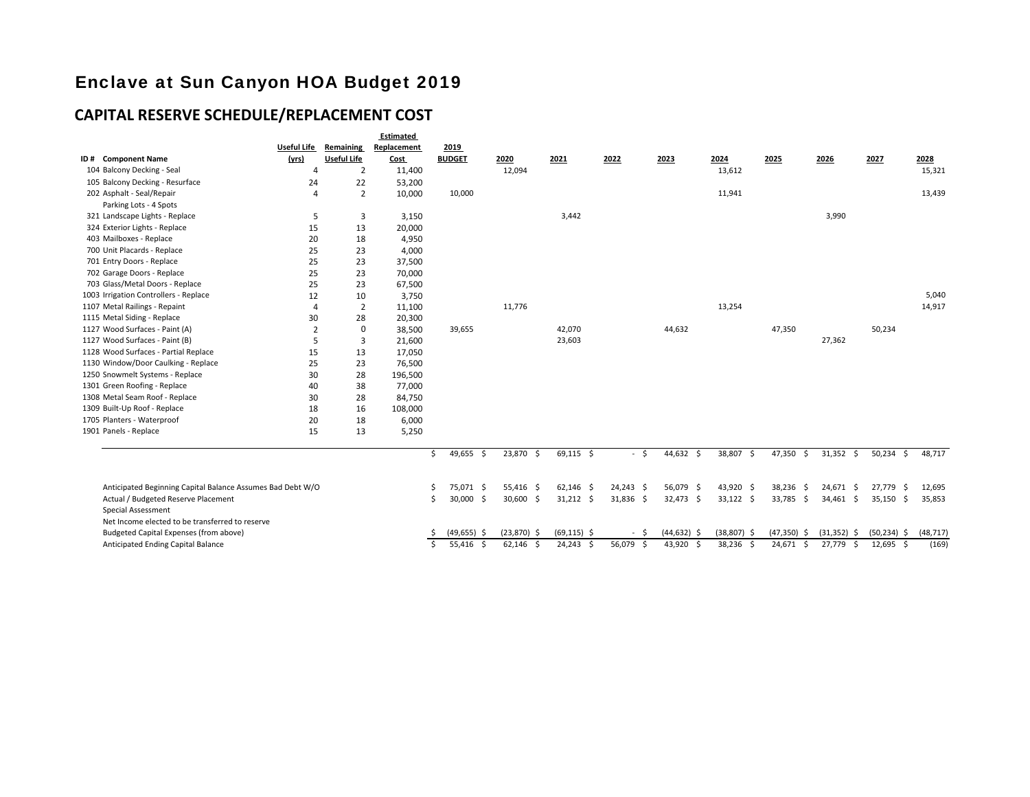# Enclave at Sun Canyon HOA Budget 2019

## CAPITAL RESERVE SCHEDULE/REPLACEMENT COST

| ID # | Component Name | Useful Life (yrs) | Remaining Useful Life | Estimated Replacement Cost | 2019 BUDGET | 2020 | 2021 | 2022 | 2023 | 2024 | 2025 | 2026 | 2027 | 2028 |
|---|---|---|---|---|---|---|---|---|---|---|---|---|---|---|
| 104 | Balcony Decking - Seal | 4 | 2 | 11,400 | | 12,094 | | | | 13,612 | | | | 15,321 |
| 105 | Balcony Decking - Resurface | 24 | 22 | 53,200 | | | | | | | | | | |
| 202 | Asphalt - Seal/Repair | 4 | 2 | 10,000 | 10,000 | | | | | 11,941 | | | | 13,439 |
| | Parking Lots - 4 Spots | | | | | | | | | | | | | |
| 321 | Landscape Lights - Replace | 5 | 3 | 3,150 | | | 3,442 | | | | | 3,990 | | |
| 324 | Exterior Lights - Replace | 15 | 13 | 20,000 | | | | | | | | | | |
| 403 | Mailboxes - Replace | 20 | 18 | 4,950 | | | | | | | | | | |
| 700 | Unit Placards - Replace | 25 | 23 | 4,000 | | | | | | | | | | |
| 701 | Entry Doors - Replace | 25 | 23 | 37,500 | | | | | | | | | | |
| 702 | Garage Doors - Replace | 25 | 23 | 70,000 | | | | | | | | | | |
| 703 | Glass/Metal Doors - Replace | 25 | 23 | 67,500 | | | | | | | | | | |
| 1003 | Irrigation Controllers - Replace | 12 | 10 | 3,750 | | | | | | | | | | 5,040 |
| 1107 | Metal Railings - Repaint | 4 | 2 | 11,100 | | 11,776 | | | | 13,254 | | | | 14,917 |
| 1115 | Metal Siding - Replace | 30 | 28 | 20,300 | | | | | | | | | | |
| 1127 | Wood Surfaces - Paint (A) | 2 | 0 | 38,500 | 39,655 | | 42,070 | | 44,632 | | 47,350 | | 50,234 | |
| 1127 | Wood Surfaces - Paint (B) | 5 | 3 | 21,600 | | | 23,603 | | | | | 27,362 | | |
| 1128 | Wood Surfaces - Partial Replace | 15 | 13 | 17,050 | | | | | | | | | | |
| 1130 | Window/Door Caulking - Replace | 25 | 23 | 76,500 | | | | | | | | | | |
| 1250 | Snowmelt Systems - Replace | 30 | 28 | 196,500 | | | | | | | | | | |
| 1301 | Green Roofing - Replace | 40 | 38 | 77,000 | | | | | | | | | | |
| 1308 | Metal Seam Roof - Replace | 30 | 28 | 84,750 | | | | | | | | | | |
| 1309 | Built-Up Roof - Replace | 18 | 16 | 108,000 | | | | | | | | | | |
| 1705 | Planters - Waterproof | 20 | 18 | 6,000 | | | | | | | | | | |
| 1901 | Panels - Replace | 15 | 13 | 5,250 | | | | | | | | | | |
| | | | | | $ 49,655 | $ 23,870 | $ 69,115 | $ - | $ 44,632 | $ 38,807 | $ 47,350 | $ 31,352 | $ 50,234 | $ 48,717 |
| | Anticipated Beginning Capital Balance Assumes Bad Debt W/O | | | | $ 75,071 | $ 55,416 | $ 62,146 | $ 24,243 | $ 56,079 | $ 43,920 | $ 38,236 | $ 24,671 | $ 27,779 | $ 12,695 |
| | Actual / Budgeted Reserve Placement | | | | $ 30,000 | $ 30,600 | $ 31,212 | $ 31,836 | $ 32,473 | $ 33,122 | $ 33,785 | $ 34,461 | $ 35,150 | $ 35,853 |
| | Special Assessment | | | | | | | | | | | | | |
| | Net Income elected to be transferred to reserve | | | | | | | | | | | | | |
| | Budgeted Capital Expenses (from above) | | | | $ (49,655) | $ (23,870) | $ (69,115) | $ - | $ (44,632) | $ (38,807) | $ (47,350) | $ (31,352) | $ (50,234) | $ (48,717) |
| | Anticipated Ending Capital Balance | | | | $ 55,416 | $ 62,146 | $ 24,243 | $ 56,079 | $ 43,920 | $ 38,236 | $ 24,671 | $ 27,779 | $ 12,695 | $ (169) |